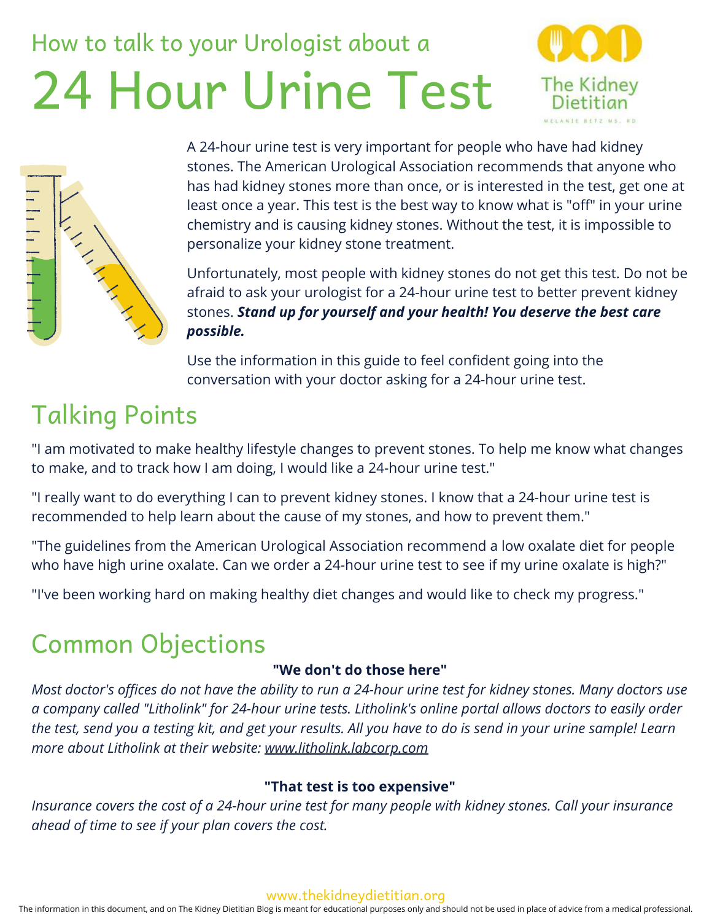How to talk to your Urologist about a

# 24 Hour Urine Test

The Kidney Dietitian
MELANIE BETZ MS, RD

A 24-hour urine test is very important for people who have had kidney stones. The American Urological Association recommends that anyone who has had kidney stones more than once, or is interested in the test, get one at least once a year. This test is the best way to know what is "off" in your urine chemistry and is causing kidney stones. Without the test, it is impossible to personalize your kidney stone treatment.

Unfortunately, most people with kidney stones do not get this test. Do not be afraid to ask your urologist for a 24-hour urine test to better prevent kidney stones. ***Stand up for yourself and your health! You deserve the best care possible.***

Use the information in this guide to feel confident going into the conversation with your doctor asking for a 24-hour urine test.

## Talking Points

"I am motivated to make healthy lifestyle changes to prevent stones. To help me know what changes to make, and to track how I am doing, I would like a 24-hour urine test."

"I really want to do everything I can to prevent kidney stones. I know that a 24-hour urine test is recommended to help learn about the cause of my stones, and how to prevent them."

"The guidelines from the American Urological Association recommend a low oxalate diet for people who have high urine oxalate. Can we order a 24-hour urine test to see if my urine oxalate is high?"

"I've been working hard on making healthy diet changes and would like to check my progress."

## Common Objections

**"We don't do those here"**

*Most doctor's offices do not have the ability to run a 24-hour urine test for kidney stones. Many doctors use a company called "Litholink" for 24-hour urine tests. Litholink's online portal allows doctors to easily order the test, send you a testing kit, and get your results. All you have to do is send in your urine sample! Learn more about Litholink at their website: www.litholink.labcorp.com*

**"That test is too expensive"**

*Insurance covers the cost of a 24-hour urine test for many people with kidney stones. Call your insurance ahead of time to see if your plan covers the cost.*

www.thekidneydietitian.org

The information in this document, and on The Kidney Dietitian Blog is meant for educational purposes only and should not be used in place of advice from a medical professional.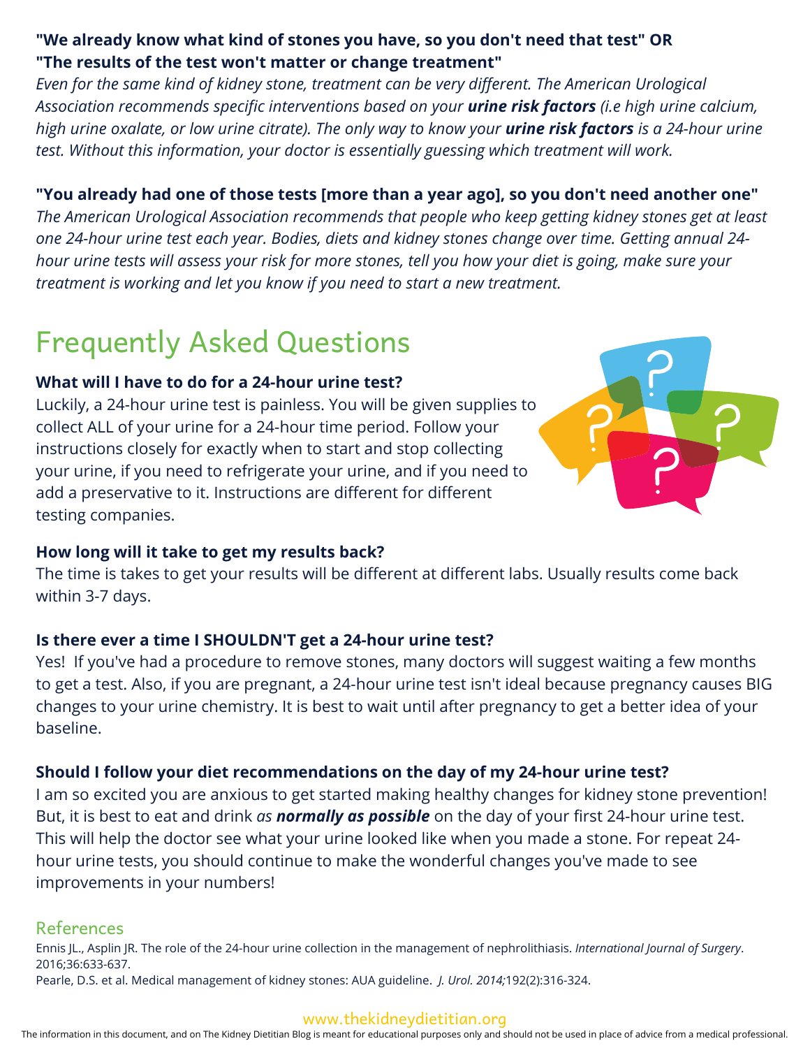**"We already know what kind of stones you have, so you don't need that test" OR "The results of the test won't matter or change treatment"**

*Even for the same kind of kidney stone, treatment can be very different. The American Urological Association recommends specific interventions based on your* ***urine risk factors*** *(i.e high urine calcium, high urine oxalate, or low urine citrate). The only way to know your* ***urine risk factors*** *is a 24-hour urine test. Without this information, your doctor is essentially guessing which treatment will work.*

**"You already had one of those tests [more than a year ago], so you don't need another one"**

*The American Urological Association recommends that people who keep getting kidney stones get at least one 24-hour urine test each year. Bodies, diets and kidney stones change over time. Getting annual 24-hour urine tests will assess your risk for more stones, tell you how your diet is going, make sure your treatment is working and let you know if you need to start a new treatment.*

## Frequently Asked Questions

**What will I have to do for a 24-hour urine test?**

Luckily, a 24-hour urine test is painless. You will be given supplies to collect ALL of your urine for a 24-hour time period. Follow your instructions closely for exactly when to start and stop collecting your urine, if you need to refrigerate your urine, and if you need to add a preservative to it. Instructions are different for different testing companies.

**How long will it take to get my results back?**

The time is takes to get your results will be different at different labs. Usually results come back within 3-7 days.

**Is there ever a time I SHOULDN'T get a 24-hour urine test?**

Yes! If you've had a procedure to remove stones, many doctors will suggest waiting a few months to get a test. Also, if you are pregnant, a 24-hour urine test isn't ideal because pregnancy causes BIG changes to your urine chemistry. It is best to wait until after pregnancy to get a better idea of your baseline.

**Should I follow your diet recommendations on the day of my 24-hour urine test?**

I am so excited you are anxious to get started making healthy changes for kidney stone prevention! But, it is best to eat and drink *as* ***normally as possible*** on the day of your first 24-hour urine test. This will help the doctor see what your urine looked like when you made a stone. For repeat 24-hour urine tests, you should continue to make the wonderful changes you've made to see improvements in your numbers!

### References

Ennis JL., Asplin JR. The role of the 24-hour urine collection in the management of nephrolithiasis. *International Journal of Surgery*. 2016;36:633-637.

Pearle, D.S. et al. Medical management of kidney stones: AUA guideline. *J. Urol. 2014;*192(2):316-324.

www.thekidneydietitian.org

The information in this document, and on The Kidney Dietitian Blog is meant for educational purposes only and should not be used in place of advice from a medical professional.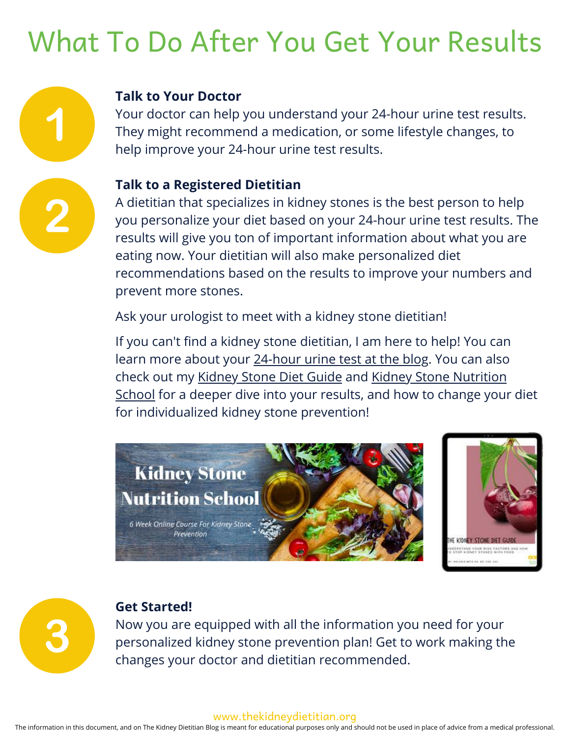# What To Do After You Get Your Results

1

**Talk to Your Doctor**

Your doctor can help you understand your 24-hour urine test results. They might recommend a medication, or some lifestyle changes, to help improve your 24-hour urine test results.

2

**Talk to a Registered Dietitian**

A dietitian that specializes in kidney stones is the best person to help you personalize your diet based on your 24-hour urine test results. The results will give you ton of important information about what you are eating now. Your dietitian will also make personalized diet recommendations based on the results to improve your numbers and prevent more stones.

Ask your urologist to meet with a kidney stone dietitian!

If you can't find a kidney stone dietitian, I am here to help! You can learn more about your 24-hour urine test at the blog. You can also check out my Kidney Stone Diet Guide and Kidney Stone Nutrition School for a deeper dive into your results, and how to change your diet for individualized kidney stone prevention!

Kidney Stone Nutrition School

6 Week Online Course For Kidney Stone Prevention

THE KIDNEY STONE DIET GUIDE

UNDERSTAND YOUR RISK FACTORS AND HOW TO STOP KIDNEY STONES WITH FOOD

3

**Get Started!**

Now you are equipped with all the information you need for your personalized kidney stone prevention plan! Get to work making the changes your doctor and dietitian recommended.

www.thekidneydietitian.org

The information in this document, and on The Kidney Dietitian Blog is meant for educational purposes only and should not be used in place of advice from a medical professional.